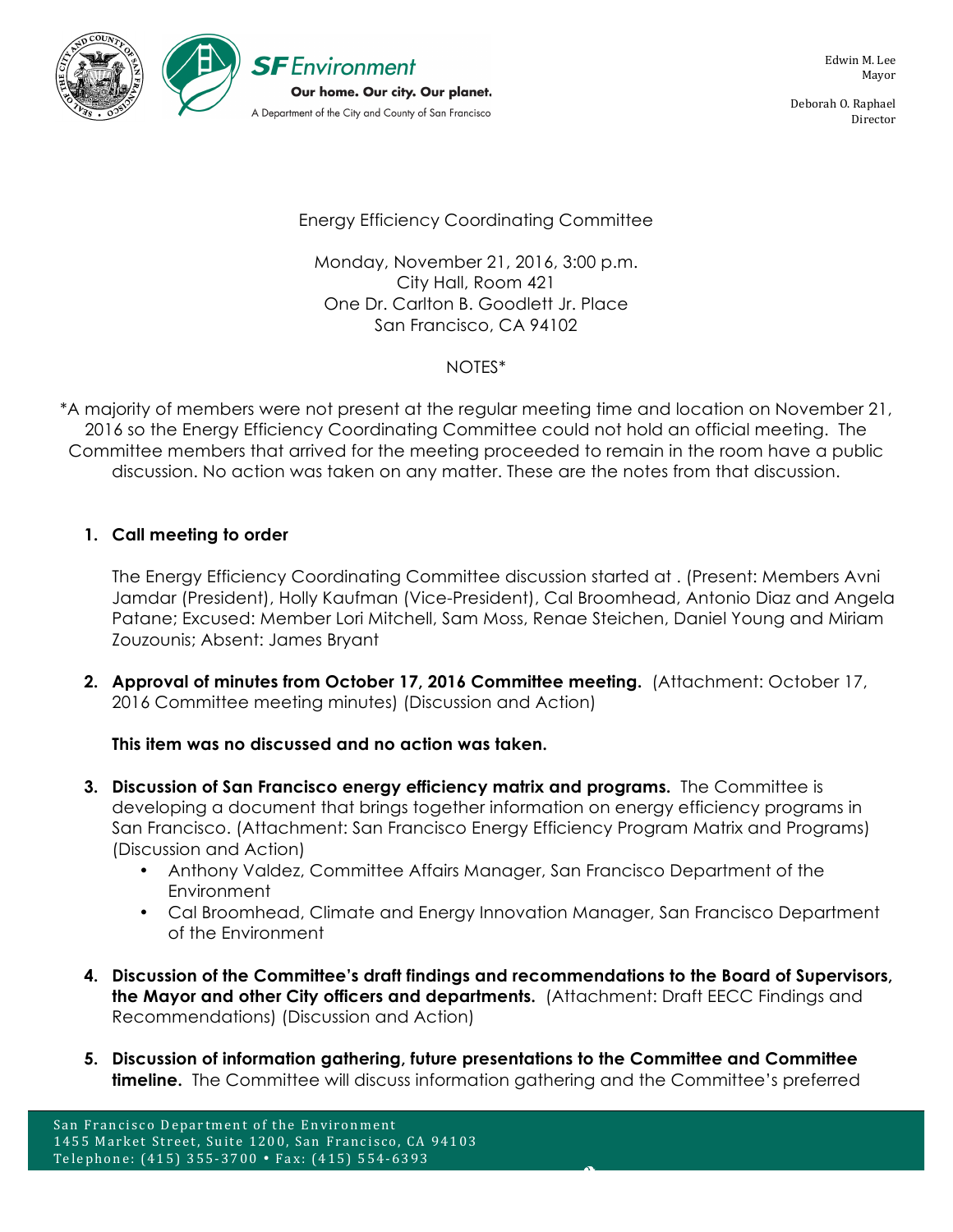**SF Environment**
**Our home. Our city. Our planet.**
A Department of the City and County of San Francisco

Edwin M. Lee
Mayor

Deborah O. Raphael
Director

Energy Efficiency Coordinating Committee

Monday, November 21, 2016, 3:00 p.m.
City Hall, Room 421
One Dr. Carlton B. Goodlett Jr. Place
San Francisco, CA 94102

NOTES*

*A majority of members were not present at the regular meeting time and location on November 21, 2016 so the Energy Efficiency Coordinating Committee could not hold an official meeting. The Committee members that arrived for the meeting proceeded to remain in the room have a public discussion. No action was taken on any matter. These are the notes from that discussion.

1. **Call meeting to order**

   The Energy Efficiency Coordinating Committee discussion started at . (Present: Members Avni Jamdar (President), Holly Kaufman (Vice-President), Cal Broomhead, Antonio Diaz and Angela Patane; Excused: Member Lori Mitchell, Sam Moss, Renae Steichen, Daniel Young and Miriam Zouzounis; Absent: James Bryant

2. **Approval of minutes from October 17, 2016 Committee meeting.** (Attachment: October 17, 2016 Committee meeting minutes) (Discussion and Action)

   **This item was no discussed and no action was taken.**

3. **Discussion of San Francisco energy efficiency matrix and programs.** The Committee is developing a document that brings together information on energy efficiency programs in San Francisco. (Attachment: San Francisco Energy Efficiency Program Matrix and Programs) (Discussion and Action)
   - Anthony Valdez, Committee Affairs Manager, San Francisco Department of the Environment
   - Cal Broomhead, Climate and Energy Innovation Manager, San Francisco Department of the Environment

4. **Discussion of the Committee's draft findings and recommendations to the Board of Supervisors, the Mayor and other City officers and departments.** (Attachment: Draft EECC Findings and Recommendations) (Discussion and Action)

5. **Discussion of information gathering, future presentations to the Committee and Committee timeline.** The Committee will discuss information gathering and the Committee's preferred

San Francisco Department of the Environment
1455 Market Street, Suite 1200, San Francisco, CA 94103
Telephone: (415) 355-3700 • Fax: (415) 554-6393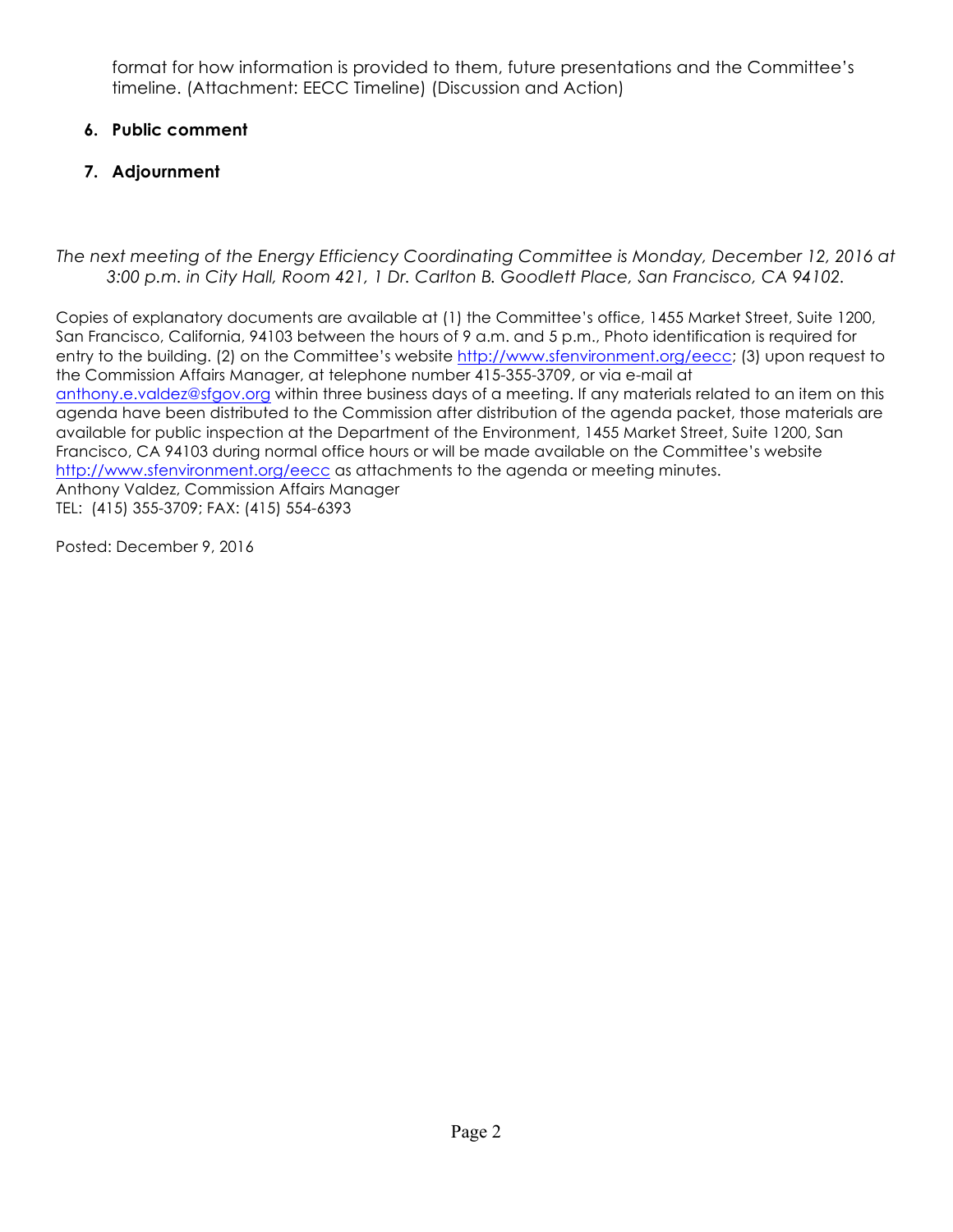format for how information is provided to them, future presentations and the Committee's timeline. (Attachment: EECC Timeline) (Discussion and Action)

6. **Public comment**

7. **Adjournment**

*The next meeting of the Energy Efficiency Coordinating Committee is Monday, December 12, 2016 at 3:00 p.m. in City Hall, Room 421, 1 Dr. Carlton B. Goodlett Place, San Francisco, CA 94102.*

Copies of explanatory documents are available at (1) the Committee's office, 1455 Market Street, Suite 1200, San Francisco, California, 94103 between the hours of 9 a.m. and 5 p.m., Photo identification is required for entry to the building. (2) on the Committee's website http://www.sfenvironment.org/eecc; (3) upon request to the Commission Affairs Manager, at telephone number 415-355-3709, or via e-mail at anthony.e.valdez@sfgov.org within three business days of a meeting. If any materials related to an item on this agenda have been distributed to the Commission after distribution of the agenda packet, those materials are available for public inspection at the Department of the Environment, 1455 Market Street, Suite 1200, San Francisco, CA 94103 during normal office hours or will be made available on the Committee's website http://www.sfenvironment.org/eecc as attachments to the agenda or meeting minutes.
Anthony Valdez, Commission Affairs Manager
TEL: (415) 355-3709; FAX: (415) 554-6393

Posted: December 9, 2016